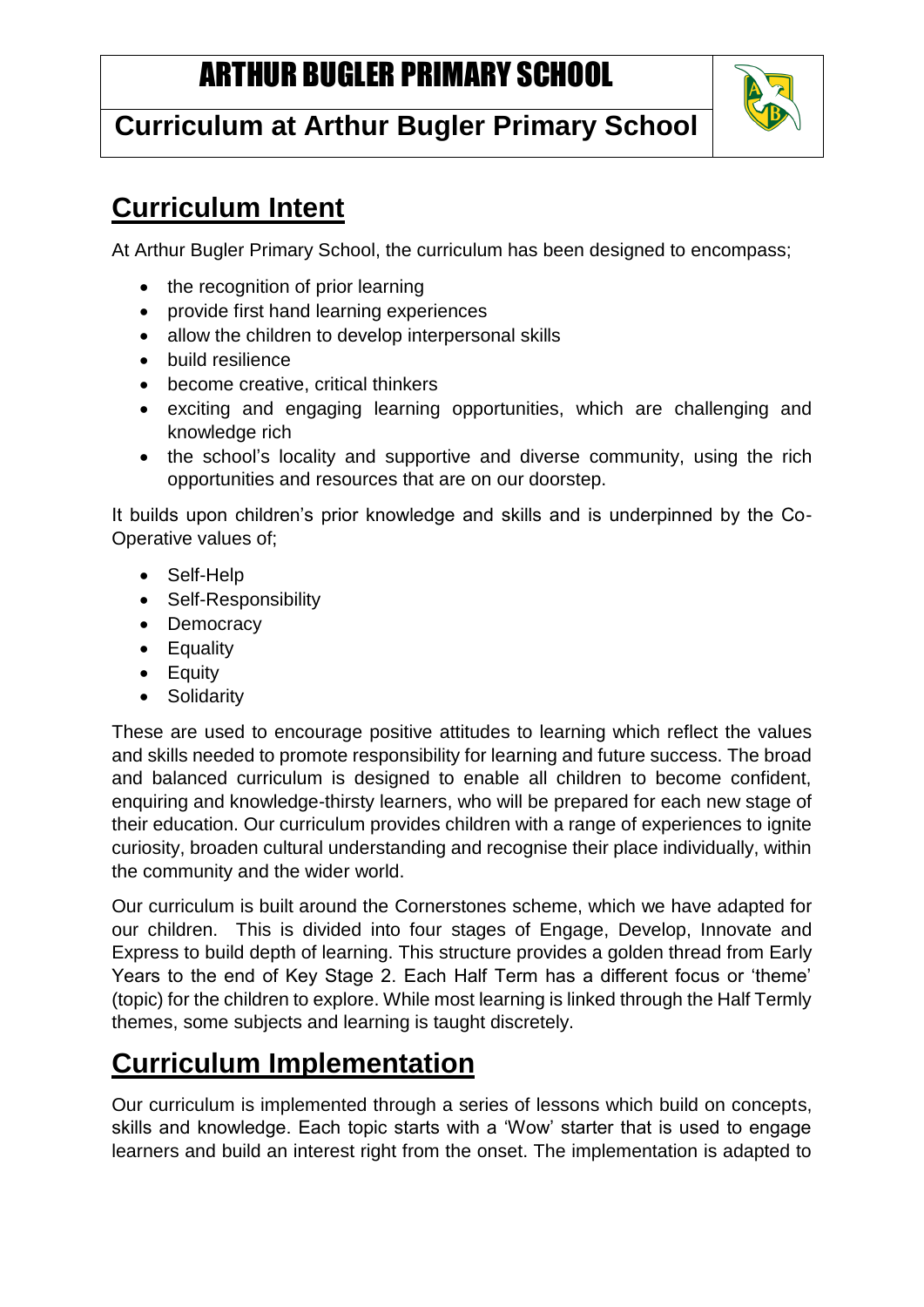# ARTHUR BUGLER PRIMARY SCHOOL

## Curriculum at Arthur Bugler Primary School

## Curriculum Intent

At Arthur Bugler Primary School, the curriculum has been designed to encompass;

- the recognition of prior learning
- provide first hand learning experiences
- allow the children to develop interpersonal skills
- build resilience
- become creative, critical thinkers
- exciting and engaging learning opportunities, which are challenging and knowledge rich
- the school's locality and supportive and diverse community, using the rich opportunities and resources that are on our doorstep.

It builds upon children's prior knowledge and skills and is underpinned by the Co-Operative values of;

- Self-Help
- Self-Responsibility
- Democracy
- Equality
- Equity
- Solidarity

These are used to encourage positive attitudes to learning which reflect the values and skills needed to promote responsibility for learning and future success. The broad and balanced curriculum is designed to enable all children to become confident, enquiring and knowledge-thirsty learners, who will be prepared for each new stage of their education. Our curriculum provides children with a range of experiences to ignite curiosity, broaden cultural understanding and recognise their place individually, within the community and the wider world.

Our curriculum is built around the Cornerstones scheme, which we have adapted for our children. This is divided into four stages of Engage, Develop, Innovate and Express to build depth of learning. This structure provides a golden thread from Early Years to the end of Key Stage 2. Each Half Term has a different focus or 'theme' (topic) for the children to explore. While most learning is linked through the Half Termly themes, some subjects and learning is taught discretely.

## Curriculum Implementation

Our curriculum is implemented through a series of lessons which build on concepts, skills and knowledge. Each topic starts with a 'Wow' starter that is used to engage learners and build an interest right from the onset. The implementation is adapted to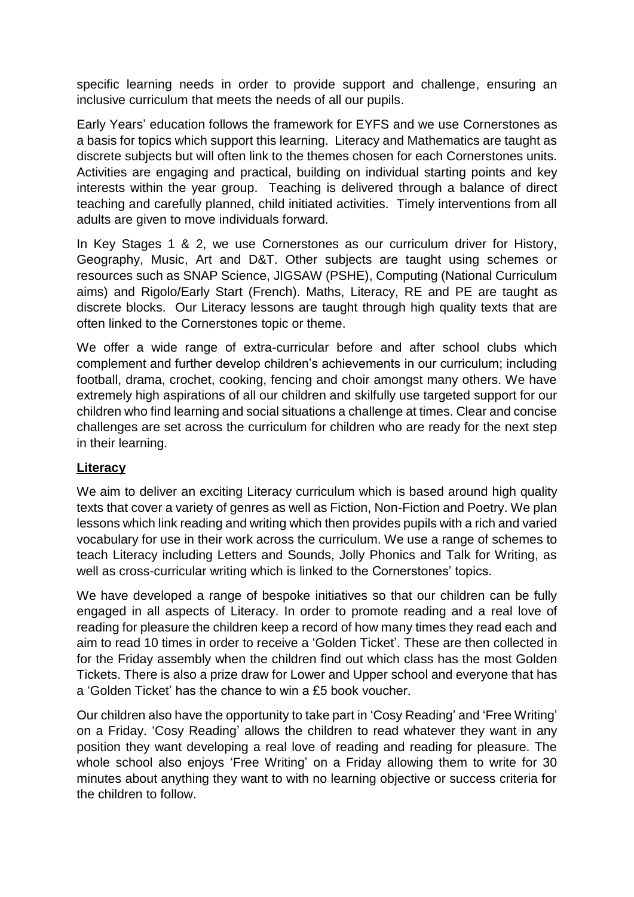specific learning needs in order to provide support and challenge, ensuring an inclusive curriculum that meets the needs of all our pupils.

Early Years' education follows the framework for EYFS and we use Cornerstones as a basis for topics which support this learning. Literacy and Mathematics are taught as discrete subjects but will often link to the themes chosen for each Cornerstones units. Activities are engaging and practical, building on individual starting points and key interests within the year group. Teaching is delivered through a balance of direct teaching and carefully planned, child initiated activities. Timely interventions from all adults are given to move individuals forward.

In Key Stages 1 & 2, we use Cornerstones as our curriculum driver for History, Geography, Music, Art and D&T. Other subjects are taught using schemes or resources such as SNAP Science, JIGSAW (PSHE), Computing (National Curriculum aims) and Rigolo/Early Start (French). Maths, Literacy, RE and PE are taught as discrete blocks. Our Literacy lessons are taught through high quality texts that are often linked to the Cornerstones topic or theme.

We offer a wide range of extra-curricular before and after school clubs which complement and further develop children's achievements in our curriculum; including football, drama, crochet, cooking, fencing and choir amongst many others. We have extremely high aspirations of all our children and skilfully use targeted support for our children who find learning and social situations a challenge at times. Clear and concise challenges are set across the curriculum for children who are ready for the next step in their learning.

## Literacy

We aim to deliver an exciting Literacy curriculum which is based around high quality texts that cover a variety of genres as well as Fiction, Non-Fiction and Poetry. We plan lessons which link reading and writing which then provides pupils with a rich and varied vocabulary for use in their work across the curriculum. We use a range of schemes to teach Literacy including Letters and Sounds, Jolly Phonics and Talk for Writing, as well as cross-curricular writing which is linked to the Cornerstones' topics.

We have developed a range of bespoke initiatives so that our children can be fully engaged in all aspects of Literacy. In order to promote reading and a real love of reading for pleasure the children keep a record of how many times they read each and aim to read 10 times in order to receive a 'Golden Ticket'. These are then collected in for the Friday assembly when the children find out which class has the most Golden Tickets. There is also a prize draw for Lower and Upper school and everyone that has a 'Golden Ticket' has the chance to win a £5 book voucher.

Our children also have the opportunity to take part in 'Cosy Reading' and 'Free Writing' on a Friday. 'Cosy Reading' allows the children to read whatever they want in any position they want developing a real love of reading and reading for pleasure. The whole school also enjoys 'Free Writing' on a Friday allowing them to write for 30 minutes about anything they want to with no learning objective or success criteria for the children to follow.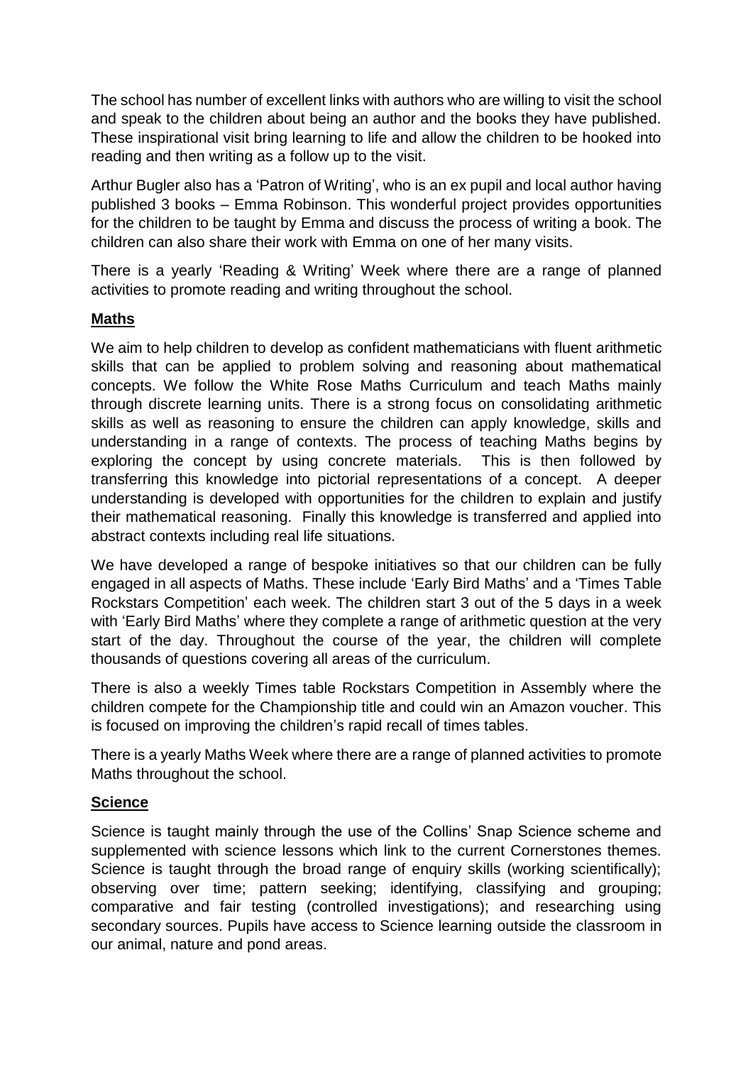The school has number of excellent links with authors who are willing to visit the school and speak to the children about being an author and the books they have published. These inspirational visit bring learning to life and allow the children to be hooked into reading and then writing as a follow up to the visit.

Arthur Bugler also has a 'Patron of Writing', who is an ex pupil and local author having published 3 books – Emma Robinson. This wonderful project provides opportunities for the children to be taught by Emma and discuss the process of writing a book. The children can also share their work with Emma on one of her many visits.

There is a yearly 'Reading & Writing' Week where there are a range of planned activities to promote reading and writing throughout the school.

## Maths

We aim to help children to develop as confident mathematicians with fluent arithmetic skills that can be applied to problem solving and reasoning about mathematical concepts. We follow the White Rose Maths Curriculum and teach Maths mainly through discrete learning units. There is a strong focus on consolidating arithmetic skills as well as reasoning to ensure the children can apply knowledge, skills and understanding in a range of contexts. The process of teaching Maths begins by exploring the concept by using concrete materials. This is then followed by transferring this knowledge into pictorial representations of a concept. A deeper understanding is developed with opportunities for the children to explain and justify their mathematical reasoning. Finally this knowledge is transferred and applied into abstract contexts including real life situations.

We have developed a range of bespoke initiatives so that our children can be fully engaged in all aspects of Maths. These include 'Early Bird Maths' and a 'Times Table Rockstars Competition' each week. The children start 3 out of the 5 days in a week with 'Early Bird Maths' where they complete a range of arithmetic question at the very start of the day. Throughout the course of the year, the children will complete thousands of questions covering all areas of the curriculum.

There is also a weekly Times table Rockstars Competition in Assembly where the children compete for the Championship title and could win an Amazon voucher. This is focused on improving the children's rapid recall of times tables.

There is a yearly Maths Week where there are a range of planned activities to promote Maths throughout the school.

## Science

Science is taught mainly through the use of the Collins' Snap Science scheme and supplemented with science lessons which link to the current Cornerstones themes. Science is taught through the broad range of enquiry skills (working scientifically); observing over time; pattern seeking; identifying, classifying and grouping; comparative and fair testing (controlled investigations); and researching using secondary sources. Pupils have access to Science learning outside the classroom in our animal, nature and pond areas.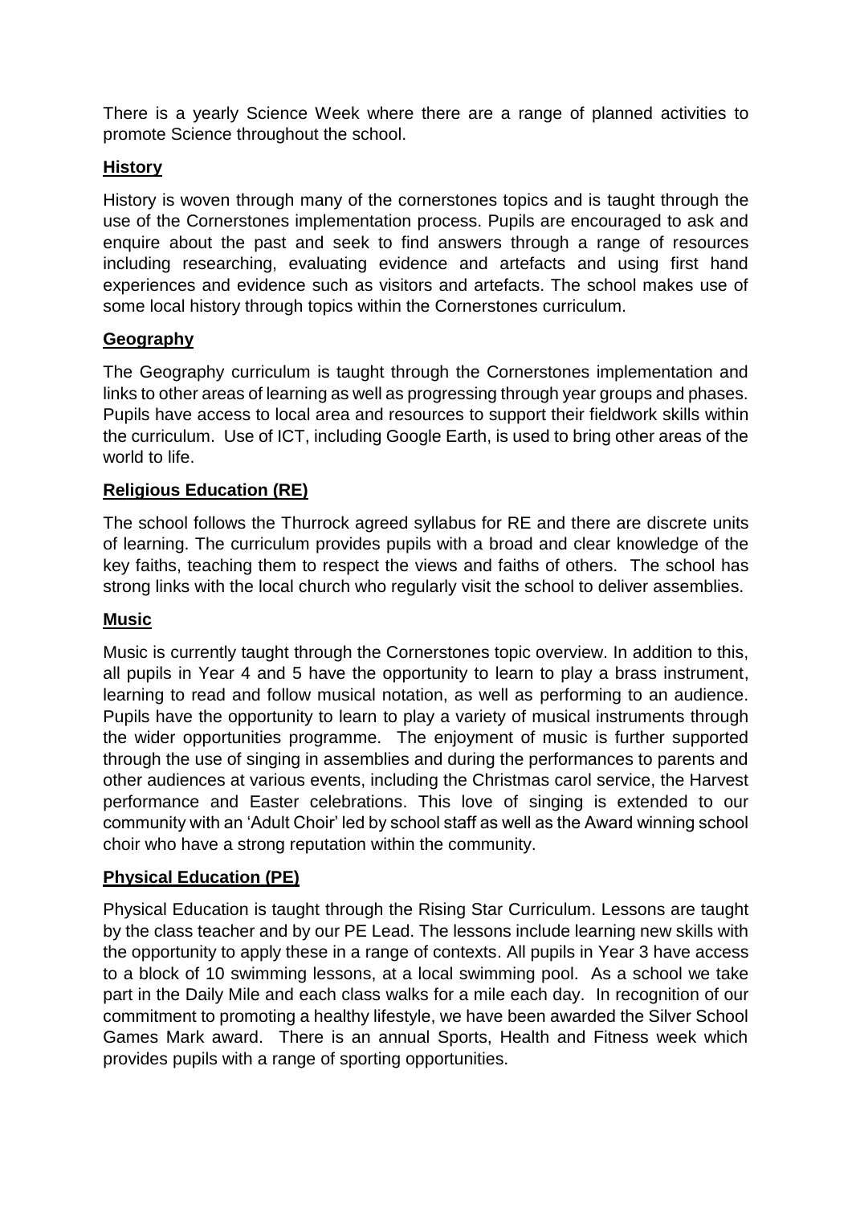There is a yearly Science Week where there are a range of planned activities to promote Science throughout the school.

## History

History is woven through many of the cornerstones topics and is taught through the use of the Cornerstones implementation process. Pupils are encouraged to ask and enquire about the past and seek to find answers through a range of resources including researching, evaluating evidence and artefacts and using first hand experiences and evidence such as visitors and artefacts. The school makes use of some local history through topics within the Cornerstones curriculum.

## Geography

The Geography curriculum is taught through the Cornerstones implementation and links to other areas of learning as well as progressing through year groups and phases. Pupils have access to local area and resources to support their fieldwork skills within the curriculum. Use of ICT, including Google Earth, is used to bring other areas of the world to life.

## Religious Education (RE)

The school follows the Thurrock agreed syllabus for RE and there are discrete units of learning. The curriculum provides pupils with a broad and clear knowledge of the key faiths, teaching them to respect the views and faiths of others. The school has strong links with the local church who regularly visit the school to deliver assemblies.

## Music

Music is currently taught through the Cornerstones topic overview. In addition to this, all pupils in Year 4 and 5 have the opportunity to learn to play a brass instrument, learning to read and follow musical notation, as well as performing to an audience. Pupils have the opportunity to learn to play a variety of musical instruments through the wider opportunities programme. The enjoyment of music is further supported through the use of singing in assemblies and during the performances to parents and other audiences at various events, including the Christmas carol service, the Harvest performance and Easter celebrations. This love of singing is extended to our community with an 'Adult Choir' led by school staff as well as the Award winning school choir who have a strong reputation within the community.

## Physical Education (PE)

Physical Education is taught through the Rising Star Curriculum. Lessons are taught by the class teacher and by our PE Lead. The lessons include learning new skills with the opportunity to apply these in a range of contexts. All pupils in Year 3 have access to a block of 10 swimming lessons, at a local swimming pool. As a school we take part in the Daily Mile and each class walks for a mile each day. In recognition of our commitment to promoting a healthy lifestyle, we have been awarded the Silver School Games Mark award. There is an annual Sports, Health and Fitness week which provides pupils with a range of sporting opportunities.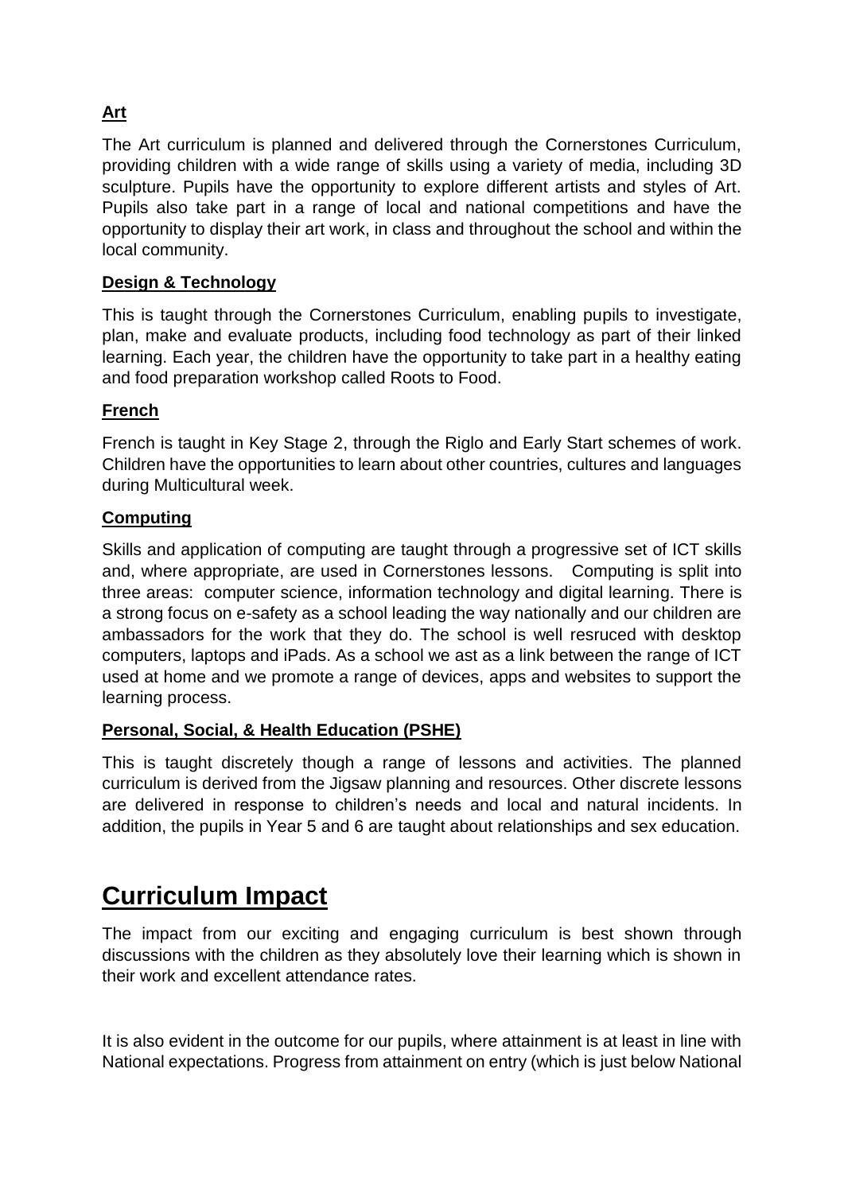### Art

The Art curriculum is planned and delivered through the Cornerstones Curriculum, providing children with a wide range of skills using a variety of media, including 3D sculpture. Pupils have the opportunity to explore different artists and styles of Art. Pupils also take part in a range of local and national competitions and have the opportunity to display their art work, in class and throughout the school and within the local community.

### Design & Technology

This is taught through the Cornerstones Curriculum, enabling pupils to investigate, plan, make and evaluate products, including food technology as part of their linked learning. Each year, the children have the opportunity to take part in a healthy eating and food preparation workshop called Roots to Food.

### French

French is taught in Key Stage 2, through the Riglo and Early Start schemes of work. Children have the opportunities to learn about other countries, cultures and languages during Multicultural week.

### Computing

Skills and application of computing are taught through a progressive set of ICT skills and, where appropriate, are used in Cornerstones lessons. Computing is split into three areas: computer science, information technology and digital learning. There is a strong focus on e-safety as a school leading the way nationally and our children are ambassadors for the work that they do. The school is well resruced with desktop computers, laptops and iPads. As a school we ast as a link between the range of ICT used at home and we promote a range of devices, apps and websites to support the learning process.

### Personal, Social, & Health Education (PSHE)

This is taught discretely though a range of lessons and activities. The planned curriculum is derived from the Jigsaw planning and resources. Other discrete lessons are delivered in response to children's needs and local and natural incidents. In addition, the pupils in Year 5 and 6 are taught about relationships and sex education.

## Curriculum Impact

The impact from our exciting and engaging curriculum is best shown through discussions with the children as they absolutely love their learning which is shown in their work and excellent attendance rates.

It is also evident in the outcome for our pupils, where attainment is at least in line with National expectations. Progress from attainment on entry (which is just below National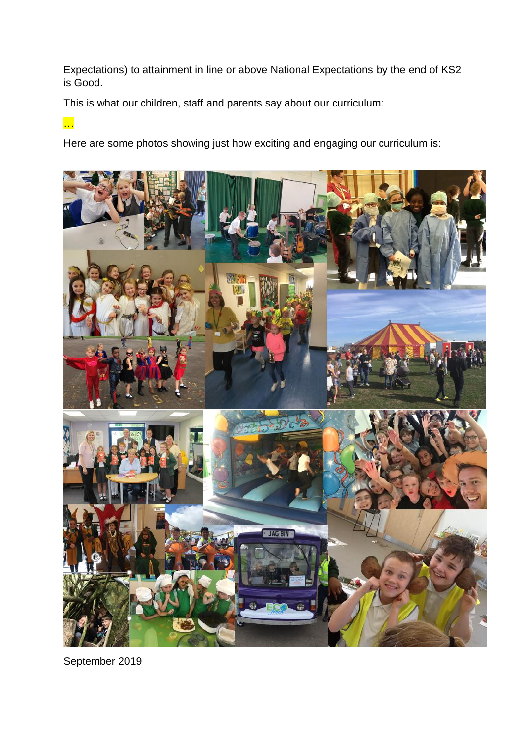Expectations) to attainment in line or above National Expectations by the end of KS2 is Good.

This is what our children, staff and parents say about our curriculum:

…

Here are some photos showing just how exciting and engaging our curriculum is:

September 2019